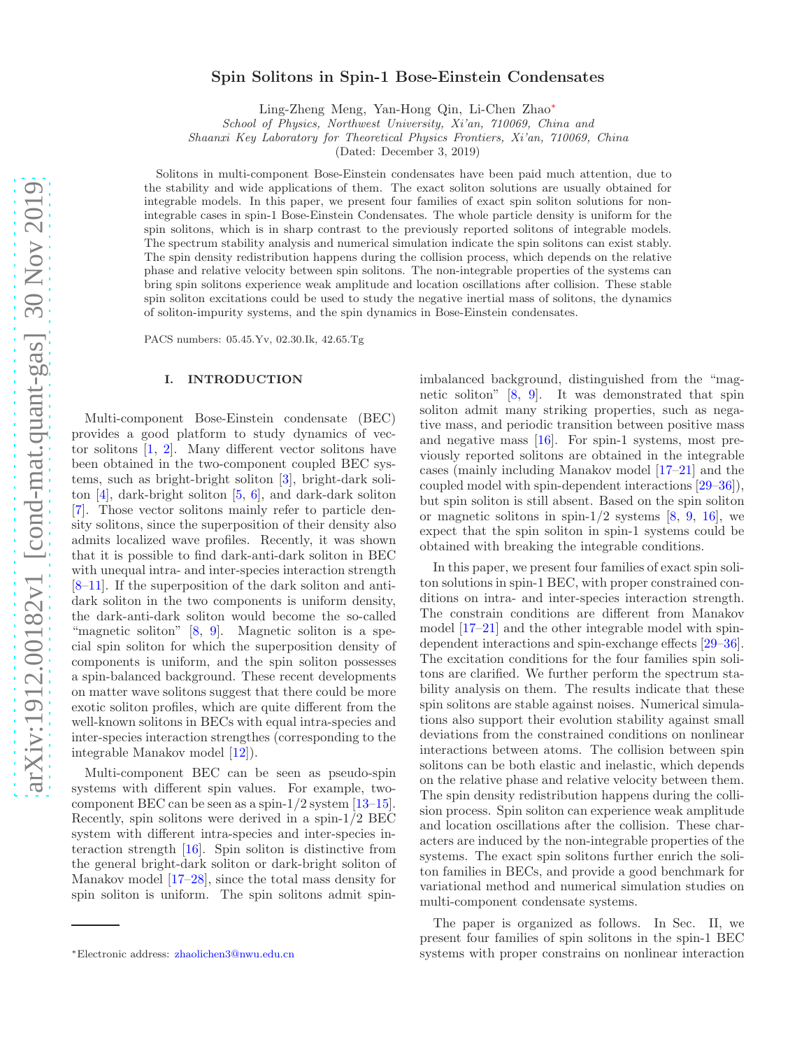# Spin Solitons in Spin-1 Bose-Einstein Condensates

Ling-Zheng Meng, Yan-Hong Qin, Li-Chen Zhao*

*School of Physics, Northwest University, Xi'an, 710069, China and*
*Shaanxi Key Laboratory for Theoretical Physics Frontiers, Xi'an, 710069, China*

(Dated: December 3, 2019)

Solitons in multi-component Bose-Einstein condensates have been paid much attention, due to the stability and wide applications of them. The exact soliton solutions are usually obtained for integrable models. In this paper, we present four families of exact spin soliton solutions for non-integrable cases in spin-1 Bose-Einstein Condensates. The whole particle density is uniform for the spin solitons, which is in sharp contrast to the previously reported solitons of integrable models. The spectrum stability analysis and numerical simulation indicate the spin solitons can exist stably. The spin density redistribution happens during the collision process, which depends on the relative phase and relative velocity between spin solitons. The non-integrable properties of the systems can bring spin solitons experience weak amplitude and location oscillations after collision. These stable spin soliton excitations could be used to study the negative inertial mass of solitons, the dynamics of soliton-impurity systems, and the spin dynamics in Bose-Einstein condensates.

PACS numbers: 05.45.Yv, 02.30.Ik, 42.65.Tg

## I. INTRODUCTION

Multi-component Bose-Einstein condensate (BEC) provides a good platform to study dynamics of vector solitons [1, 2]. Many different vector solitons have been obtained in the two-component coupled BEC systems, such as bright-bright soliton [3], bright-dark soliton [4], dark-bright soliton [5, 6], and dark-dark soliton [7]. Those vector solitons mainly refer to particle density solitons, since the superposition of their density also admits localized wave profiles. Recently, it was shown that it is possible to find dark-anti-dark soliton in BEC with unequal intra- and inter-species interaction strength [8–11]. If the superposition of the dark soliton and anti-dark soliton in the two components is uniform density, the dark-anti-dark soliton would become the so-called "magnetic soliton" [8, 9]. Magnetic soliton is a special spin soliton for which the superposition density of components is uniform, and the spin soliton possesses a spin-balanced background. These recent developments on matter wave solitons suggest that there could be more exotic soliton profiles, which are quite different from the well-known solitons in BECs with equal intra-species and inter-species interaction strengthes (corresponding to the integrable Manakov model [12]).

Multi-component BEC can be seen as pseudo-spin systems with different spin values. For example, two-component BEC can be seen as a spin-1/2 system [13–15]. Recently, spin solitons were derived in a spin-1/2 BEC system with different intra-species and inter-species interaction strength [16]. Spin soliton is distinctive from the general bright-dark soliton or dark-bright soliton of Manakov model [17–28], since the total mass density for spin soliton is uniform. The spin solitons admit spin-imbalanced background, distinguished from the "magnetic soliton" [8, 9]. It was demonstrated that spin soliton admit many striking properties, such as negative mass, and periodic transition between positive mass and negative mass [16]. For spin-1 systems, most previously reported solitons are obtained in the integrable cases (mainly including Manakov model [17–21] and the coupled model with spin-dependent interactions [29–36]), but spin soliton is still absent. Based on the spin soliton or magnetic solitons in spin-1/2 systems [8, 9, 16], we expect that the spin soliton in spin-1 systems could be obtained with breaking the integrable conditions.

In this paper, we present four families of exact spin soliton solutions in spin-1 BEC, with proper constrained conditions on intra- and inter-species interaction strength. The constrain conditions are different from Manakov model [17–21] and the other integrable model with spin-dependent interactions and spin-exchange effects [29–36]. The excitation conditions for the four families spin solitons are clarified. We further perform the spectrum stability analysis on them. The results indicate that these spin solitons are stable against noises. Numerical simulations also support their evolution stability against small deviations from the constrained conditions on nonlinear interactions between atoms. The collision between spin solitons can be both elastic and inelastic, which depends on the relative phase and relative velocity between them. The spin density redistribution happens during the collision process. Spin soliton can experience weak amplitude and location oscillations after the collision. These characters are induced by the non-integrable properties of the systems. The exact spin solitons further enrich the soliton families in BECs, and provide a good benchmark for variational method and numerical simulation studies on multi-component condensate systems.

The paper is organized as follows. In Sec. II, we present four families of spin solitons in the spin-1 BEC systems with proper constrains on nonlinear interaction

*Electronic address: zhaolichen3@nwu.edu.cn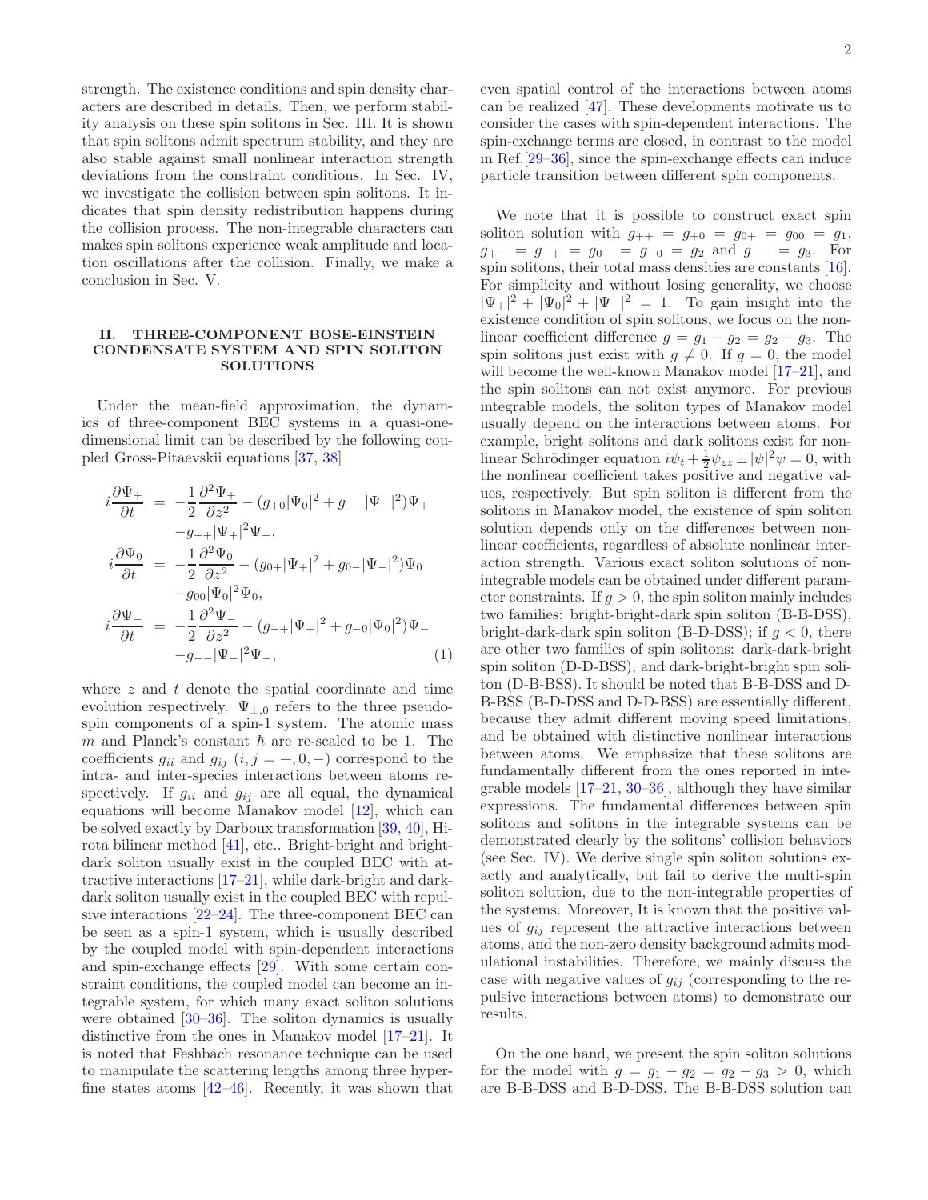strength. The existence conditions and spin density characters are described in details. Then, we perform stability analysis on these spin solitons in Sec. III. It is shown that spin solitons admit spectrum stability, and they are also stable against small nonlinear interaction strength deviations from the constraint conditions. In Sec. IV, we investigate the collision between spin solitons. It indicates that spin density redistribution happens during the collision process. The non-integrable characters can makes spin solitons experience weak amplitude and location oscillations after the collision. Finally, we make a conclusion in Sec. V.

## II. THREE-COMPONENT BOSE-EINSTEIN CONDENSATE SYSTEM AND SPIN SOLITON SOLUTIONS

Under the mean-field approximation, the dynamics of three-component BEC systems in a quasi-one-dimensional limit can be described by the following coupled Gross-Pitaevskii equations [37, 38]

$$
\begin{aligned}
i\frac{\partial \Psi_+}{\partial t} &= -\frac{1}{2}\frac{\partial^2 \Psi_+}{\partial z^2} - (g_{+0}|\Psi_0|^2 + g_{+-}|\Psi_-|^2)\Psi_+ \\
&\quad - g_{++}|\Psi_+|^2\Psi_+, \\
i\frac{\partial \Psi_0}{\partial t} &= -\frac{1}{2}\frac{\partial^2 \Psi_0}{\partial z^2} - (g_{0+}|\Psi_+|^2 + g_{0-}|\Psi_-|^2)\Psi_0 \\
&\quad - g_{00}|\Psi_0|^2\Psi_0, \\
i\frac{\partial \Psi_-}{\partial t} &= -\frac{1}{2}\frac{\partial^2 \Psi_-}{\partial z^2} - (g_{-+}|\Psi_+|^2 + g_{-0}|\Psi_0|^2)\Psi_- \\
&\quad - g_{--}|\Psi_-|^2\Psi_-,
\end{aligned} \tag{1}
$$

where $z$ and $t$ denote the spatial coordinate and time evolution respectively. $\Psi_{\pm,0}$ refers to the three pseudo-spin components of a spin-1 system. The atomic mass $m$ and Planck's constant $\hbar$ are re-scaled to be 1. The coefficients $g_{ii}$ and $g_{ij}$ $(i, j = +, 0, -)$ correspond to the intra- and inter-species interactions between atoms respectively. If $g_{ii}$ and $g_{ij}$ are all equal, the dynamical equations will become Manakov model [12], which can be solved exactly by Darboux transformation [39, 40], Hirota bilinear method [41], etc.. Bright-bright and bright-dark soliton usually exist in the coupled BEC with attractive interactions [17–21], while dark-bright and dark-dark soliton usually exist in the coupled BEC with repulsive interactions [22–24]. The three-component BEC can be seen as a spin-1 system, which is usually described by the coupled model with spin-dependent interactions and spin-exchange effects [29]. With some certain constraint conditions, the coupled model can become an integrable system, for which many exact soliton solutions were obtained [30–36]. The soliton dynamics is usually distinctive from the ones in Manakov model [17–21]. It is noted that Feshbach resonance technique can be used to manipulate the scattering lengths among three hyperfine states atoms [42–46]. Recently, it was shown that even spatial control of the interactions between atoms can be realized [47]. These developments motivate us to consider the cases with spin-dependent interactions. The spin-exchange terms are closed, in contrast to the model in Ref.[29–36], since the spin-exchange effects can induce particle transition between different spin components.

We note that it is possible to construct exact spin soliton solution with $g_{++} = g_{+0} = g_{0+} = g_{00} = g_1$, $g_{+-} = g_{-+} = g_{0-} = g_{-0} = g_2$ and $g_{--} = g_3$. For spin solitons, their total mass densities are constants [16]. For simplicity and without losing generality, we choose $|\Psi_+|^2 + |\Psi_0|^2 + |\Psi_-|^2 = 1$. To gain insight into the existence condition of spin solitons, we focus on the nonlinear coefficient difference $g = g_1 - g_2 = g_2 - g_3$. The spin solitons just exist with $g \neq 0$. If $g = 0$, the model will become the well-known Manakov model [17–21], and the spin solitons can not exist anymore. For previous integrable models, the soliton types of Manakov model usually depend on the interactions between atoms. For example, bright solitons and dark solitons exist for nonlinear Schrödinger equation $i\psi_t + \frac{1}{2}\psi_{zz} \pm |\psi|^2\psi = 0$, with the nonlinear coefficient takes positive and negative values, respectively. But spin soliton is different from the solitons in Manakov model, the existence of spin soliton solution depends only on the differences between nonlinear coefficients, regardless of absolute nonlinear interaction strength. Various exact soliton solutions of non-integrable models can be obtained under different parameter constraints. If $g > 0$, the spin soliton mainly includes two families: bright-bright-dark spin soliton (B-B-DSS), bright-dark-dark spin soliton (B-D-DSS); if $g < 0$, there are other two families of spin solitons: dark-dark-bright spin soliton (D-D-BSS), and dark-bright-bright spin soliton (D-B-BSS). It should be noted that B-B-DSS and D-B-BSS (B-D-DSS and D-D-BSS) are essentially different, because they admit different moving speed limitations, and be obtained with distinctive nonlinear interactions between atoms. We emphasize that these solitons are fundamentally different from the ones reported in integrable models [17–21, 30–36], although they have similar expressions. The fundamental differences between spin solitons and solitons in the integrable systems can be demonstrated clearly by the solitons' collision behaviors (see Sec. IV). We derive single spin soliton solutions exactly and analytically, but fail to derive the multi-spin soliton solution, due to the non-integrable properties of the systems. Moreover, It is known that the positive values of $g_{ij}$ represent the attractive interactions between atoms, and the non-zero density background admits modulational instabilities. Therefore, we mainly discuss the case with negative values of $g_{ij}$ (corresponding to the repulsive interactions between atoms) to demonstrate our results.

On the one hand, we present the spin soliton solutions for the model with $g = g_1 - g_2 = g_2 - g_3 > 0$, which are B-B-DSS and B-D-DSS. The B-B-DSS solution can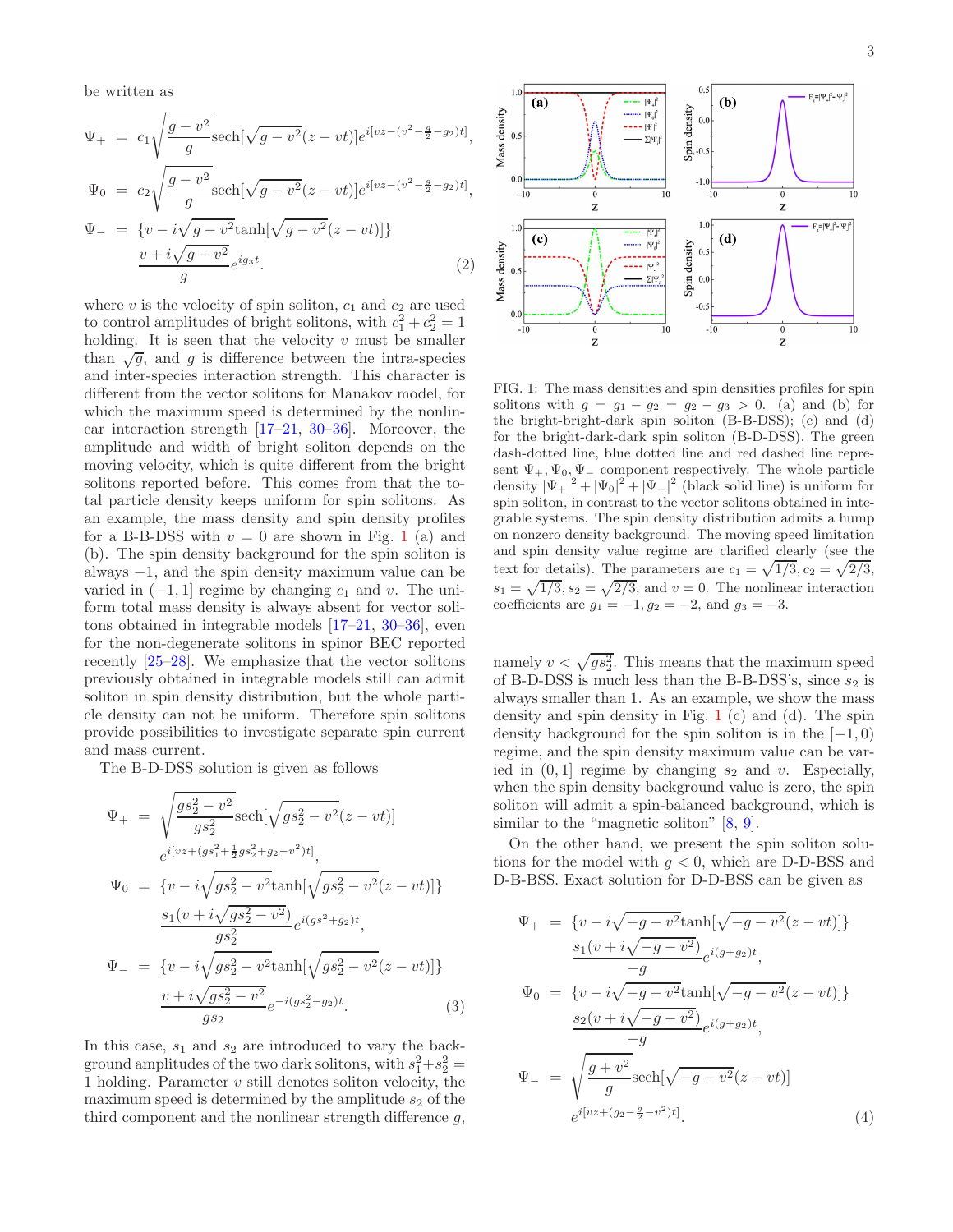be written as

$$
\begin{aligned}
\Psi_+ &= c_1\sqrt{\frac{g-v^2}{g}}\text{sech}[\sqrt{g-v^2}(z-vt)]e^{i[vz-(v^2-\frac{g}{2}-g_2)t]},\\
\Psi_0 &= c_2\sqrt{\frac{g-v^2}{g}}\text{sech}[\sqrt{g-v^2}(z-vt)]e^{i[vz-(v^2-\frac{g}{2}-g_2)t]},\\
\Psi_- &= \{v-i\sqrt{g-v^2}\tanh[\sqrt{g-v^2}(z-vt)]\}\\
&\quad \frac{v+i\sqrt{g-v^2}}{g}e^{ig_3t}. \qquad (2)
\end{aligned}
$$

where $v$ is the velocity of spin soliton, $c_1$ and $c_2$ are used to control amplitudes of bright solitons, with $c_1^2+c_2^2=1$ holding. It is seen that the velocity $v$ must be smaller than $\sqrt{g}$, and $g$ is difference between the intra-species and inter-species interaction strength. This character is different from the vector solitons for Manakov model, for which the maximum speed is determined by the nonlinear interaction strength [17–21, 30–36]. Moreover, the amplitude and width of bright soliton depends on the moving velocity, which is quite different from the bright solitons reported before. This comes from that the total particle density keeps uniform for spin solitons. As an example, the mass density and spin density profiles for a B-B-DSS with $v=0$ are shown in Fig. 1 (a) and (b). The spin density background for the spin soliton is always $-1$, and the spin density maximum value can be varied in $(-1,1]$ regime by changing $c_1$ and $v$. The uniform total mass density is always absent for vector solitons obtained in integrable models [17–21, 30–36], even for the non-degenerate solitons in spinor BEC reported recently [25–28]. We emphasize that the vector solitons previously obtained in integrable models still can admit soliton in spin density distribution, but the whole particle density can not be uniform. Therefore spin solitons provide possibilities to investigate separate spin current and mass current.

The B-D-DSS solution is given as follows

$$
\begin{aligned}
\Psi_+ &= \sqrt{\frac{gs_2^2-v^2}{gs_2^2}}\text{sech}[\sqrt{gs_2^2-v^2}(z-vt)]\\
&\quad e^{i[vz+(gs_1^2+\frac{1}{2}gs_2^2+g_2-v^2)t]},\\
\Psi_0 &= \{v-i\sqrt{gs_2^2-v^2}\tanh[\sqrt{gs_2^2-v^2}(z-vt)]\}\\
&\quad \frac{s_1(v+i\sqrt{gs_2^2-v^2})}{gs_2^2}e^{i(gs_1^2+g_2)t},\\
\Psi_- &= \{v-i\sqrt{gs_2^2-v^2}\tanh[\sqrt{gs_2^2-v^2}(z-vt)]\}\\
&\quad \frac{v+i\sqrt{gs_2^2-v^2}}{gs_2}e^{-i(gs_2^2-g_2)t}. \qquad (3)
\end{aligned}
$$

In this case, $s_1$ and $s_2$ are introduced to vary the background amplitudes of the two dark solitons, with $s_1^2+s_2^2=1$ holding. Parameter $v$ still denotes soliton velocity, the maximum speed is determined by the amplitude $s_2$ of the third component and the nonlinear strength difference $g$, namely $v<\sqrt{gs_2^2}$. This means that the maximum speed of B-D-DSS is much less than the B-B-DSS's, since $s_2$ is always smaller than 1. As an example, we show the mass density and spin density in Fig. 1 (c) and (d). The spin density background for the spin soliton is in the $[-1,0)$ regime, and the spin density maximum value can be varied in $(0,1]$ regime by changing $s_2$ and $v$. Especially, when the spin density background value is zero, the spin soliton will admit a spin-balanced background, which is similar to the "magnetic soliton" [8, 9].

FIG. 1: The mass densities and spin densities profiles for spin solitons with $g=g_1-g_2=g_2-g_3>0$. (a) and (b) for the bright-bright-dark spin soliton (B-B-DSS); (c) and (d) for the bright-dark-dark spin soliton (B-D-DSS). The green dash-dotted line, blue dotted line and red dashed line represent $\Psi_+,\Psi_0,\Psi_-$ component respectively. The whole particle density $|\Psi_+|^2+|\Psi_0|^2+|\Psi_-|^2$ (black solid line) is uniform for spin soliton, in contrast to the vector solitons obtained in integrable systems. The spin density distribution admits a hump on nonzero density background. The moving speed limitation and spin density value regime are clarified clearly (see the text for details). The parameters are $c_1=\sqrt{1/3}, c_2=\sqrt{2/3}$, $s_1=\sqrt{1/3}, s_2=\sqrt{2/3}$, and $v=0$. The nonlinear interaction coefficients are $g_1=-1, g_2=-2$, and $g_3=-3$.

On the other hand, we present the spin soliton solutions for the model with $g<0$, which are D-D-BSS and D-B-BSS. Exact solution for D-D-BSS can be given as

$$
\begin{aligned}
\Psi_+ &= \{v-i\sqrt{-g-v^2}\tanh[\sqrt{-g-v^2}(z-vt)]\}\\
&\quad \frac{s_1(v+i\sqrt{-g-v^2})}{-g}e^{i(g+g_2)t},\\
\Psi_0 &= \{v-i\sqrt{-g-v^2}\tanh[\sqrt{-g-v^2}(z-vt)]\}\\
&\quad \frac{s_2(v+i\sqrt{-g-v^2})}{-g}e^{i(g+g_2)t},\\
\Psi_- &= \sqrt{\frac{g+v^2}{g}}\text{sech}[\sqrt{-g-v^2}(z-vt)]\\
&\quad e^{i[vz+(g_2-\frac{g}{2}-v^2)t]}. \qquad (4)
\end{aligned}
$$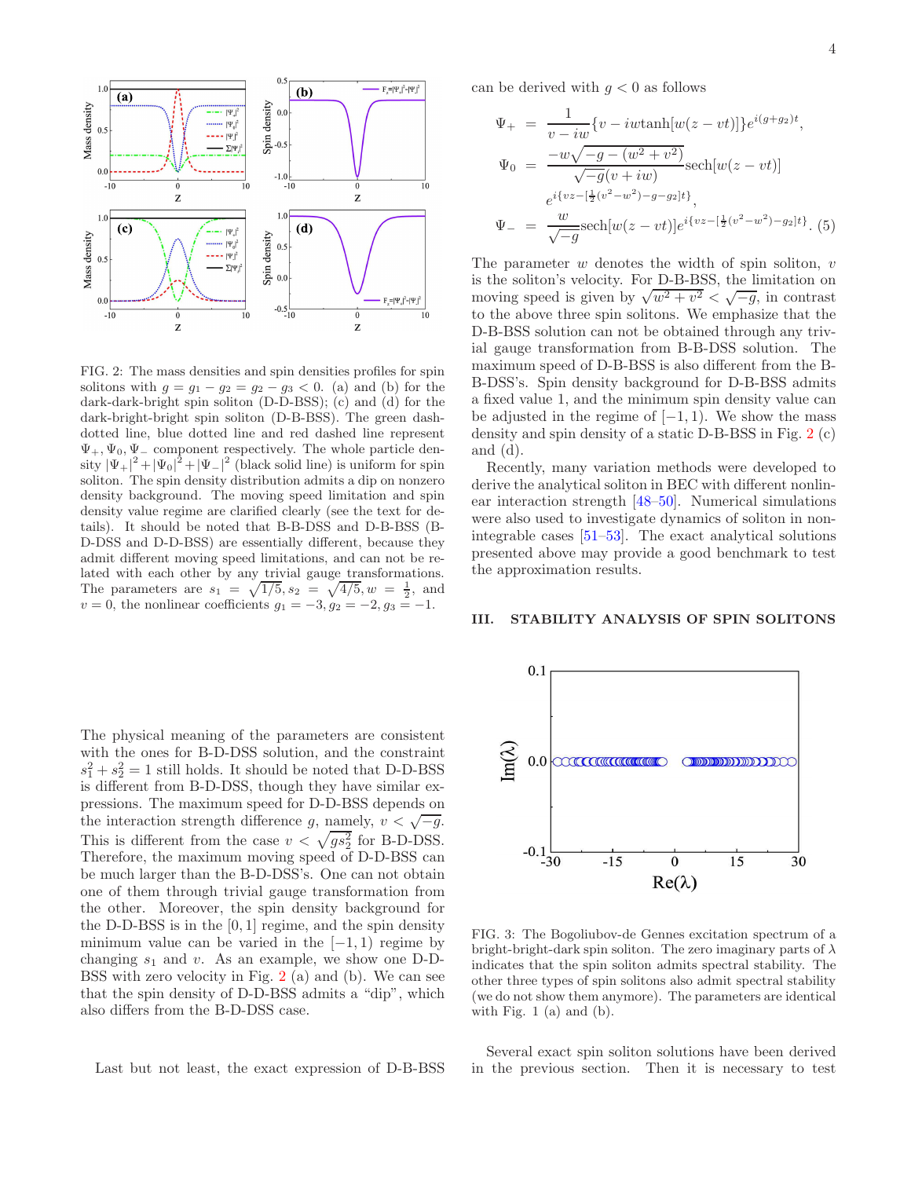FIG. 2: The mass densities and spin densities profiles for spin solitons with $g = g_1 - g_2 = g_2 - g_3 < 0$. (a) and (b) for the dark-dark-bright spin soliton (D-D-BSS); (c) and (d) for the dark-bright-bright spin soliton (D-B-BSS). The green dash-dotted line, blue dotted line and red dashed line represent $\Psi_+, \Psi_0, \Psi_-$ component respectively. The whole particle density $|\Psi_+|^2 + |\Psi_0|^2 + |\Psi_-|^2$ (black solid line) is uniform for spin soliton. The spin density distribution admits a dip on nonzero density background. The moving speed limitation and spin density value regime are clarified clearly (see the text for details). It should be noted that B-B-DSS and D-B-BSS (B-D-DSS and D-D-BSS) are essentially different, because they admit different moving speed limitations, and can not be related with each other by any trivial gauge transformations. The parameters are $s_1 = \sqrt{1/5}, s_2 = \sqrt{4/5}, w = \frac{1}{2}$, and $v = 0$, the nonlinear coefficients $g_1 = -3, g_2 = -2, g_3 = -1$.

The physical meaning of the parameters are consistent with the ones for B-D-DSS solution, and the constraint $s_1^2 + s_2^2 = 1$ still holds. It should be noted that D-D-BSS is different from B-D-DSS, though they have similar expressions. The maximum speed for D-D-BSS depends on the interaction strength difference $g$, namely, $v < \sqrt{-g}$. This is different from the case $v < \sqrt{g s_2^2}$ for B-D-DSS. Therefore, the maximum moving speed of D-D-BSS can be much larger than the B-D-DSS's. One can not obtain one of them through trivial gauge transformation from the other. Moreover, the spin density background for the D-D-BSS is in the $[0, 1]$ regime, and the spin density minimum value can be varied in the $[-1, 1)$ regime by changing $s_1$ and $v$. As an example, we show one D-D-BSS with zero velocity in Fig. 2 (a) and (b). We can see that the spin density of D-D-BSS admits a "dip", which also differs from the B-D-DSS case.

Last but not least, the exact expression of D-B-BSS can be derived with $g < 0$ as follows

$$
\begin{aligned}
\Psi_+ &= \frac{1}{v - iw}\{v - iw\tanh[w(z - vt)]\}e^{i(g+g_2)t}, \\
\Psi_0 &= \frac{-w\sqrt{-g - (w^2 + v^2)}}{\sqrt{-g}(v + iw)}\text{sech}[w(z - vt)] \\
&\quad e^{i\{vz - [\frac{1}{2}(v^2 - w^2) - g - g_2]t\}}, \\
\Psi_- &= \frac{w}{\sqrt{-g}}\text{sech}[w(z - vt)]e^{i\{vz - [\frac{1}{2}(v^2 - w^2) - g_2]t\}}. \quad (5)
\end{aligned}
$$

The parameter $w$ denotes the width of spin soliton, $v$ is the soliton's velocity. For D-B-BSS, the limitation on moving speed is given by $\sqrt{w^2 + v^2} < \sqrt{-g}$, in contrast to the above three spin solitons. We emphasize that the D-B-BSS solution can not be obtained through any trivial gauge transformation from B-B-DSS solution. The maximum speed of D-B-BSS is also different from the B-B-DSS's. Spin density background for D-B-BSS admits a fixed value 1, and the minimum spin density value can be adjusted in the regime of $[-1, 1)$. We show the mass density and spin density of a static D-B-BSS in Fig. 2 (c) and (d).

Recently, many variation methods were developed to derive the analytical soliton in BEC with different nonlinear interaction strength [48–50]. Numerical simulations were also used to investigate dynamics of soliton in non-integrable cases [51–53]. The exact analytical solutions presented above may provide a good benchmark to test the approximation results.

## III. STABILITY ANALYSIS OF SPIN SOLITONS

FIG. 3: The Bogoliubov-de Gennes excitation spectrum of a bright-bright-dark spin soliton. The zero imaginary parts of $\lambda$ indicates that the spin soliton admits spectral stability. The other three types of spin solitons also admit spectral stability (we do not show them anymore). The parameters are identical with Fig. 1 (a) and (b).

Several exact spin soliton solutions have been derived in the previous section. Then it is necessary to test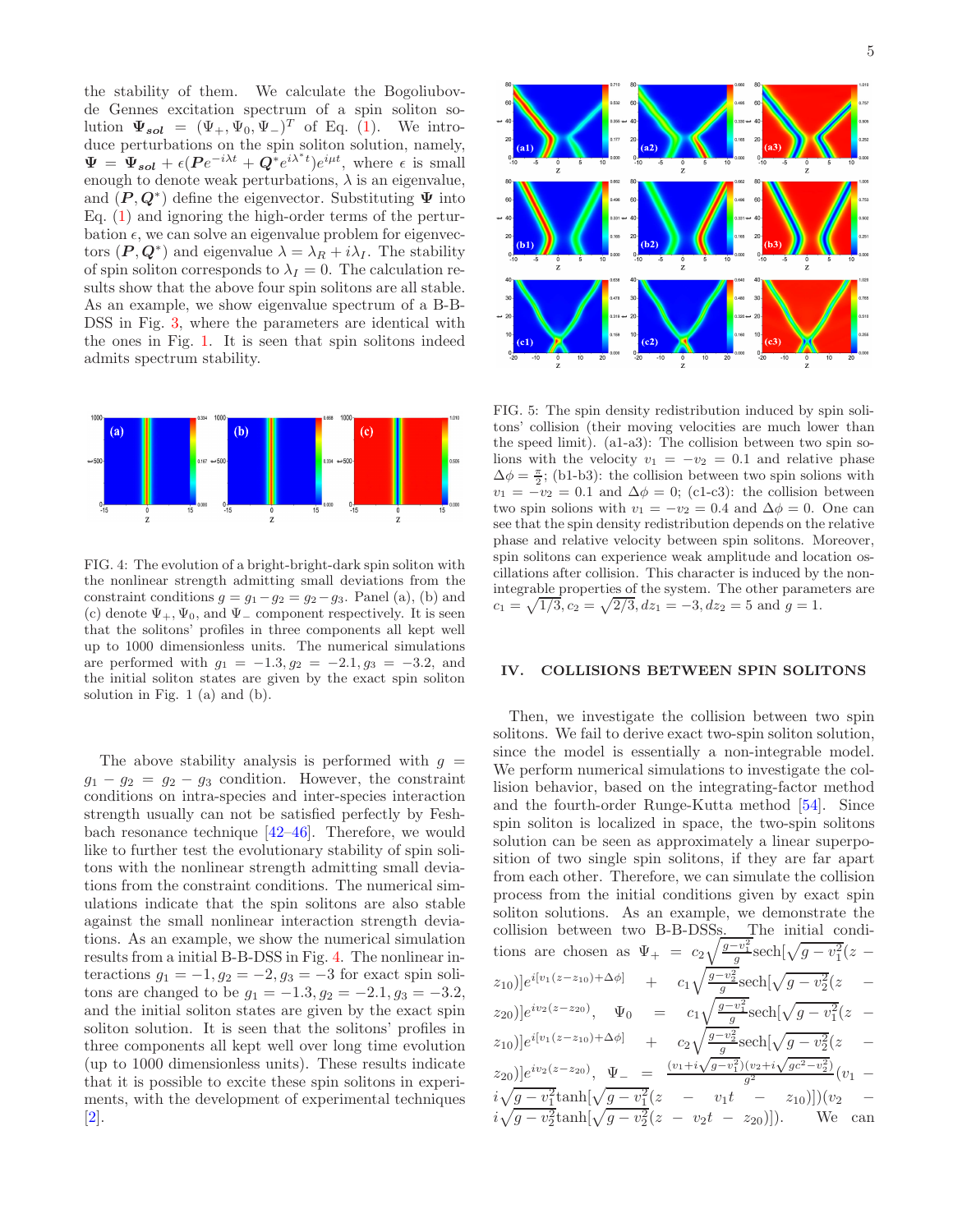the stability of them. We calculate the Bogoliubov-de Gennes excitation spectrum of a spin soliton solution $\mathbf{\Psi_{sol}} = (\Psi_+, \Psi_0, \Psi_-)^T$ of Eq. (1). We introduce perturbations on the spin soliton solution, namely, $\mathbf{\Psi} = \mathbf{\Psi_{sol}} + \epsilon(\mathbf{P}e^{-i\lambda t} + \mathbf{Q}^* e^{i\lambda^* t})e^{i\mu t}$, where $\epsilon$ is small enough to denote weak perturbations, $\lambda$ is an eigenvalue, and $(\mathbf{P}, \mathbf{Q}^*)$ define the eigenvector. Substituting $\mathbf{\Psi}$ into Eq. (1) and ignoring the high-order terms of the perturbation $\epsilon$, we can solve an eigenvalue problem for eigenvectors $(\mathbf{P}, \mathbf{Q}^*)$ and eigenvalue $\lambda = \lambda_R + i\lambda_I$. The stability of spin soliton corresponds to $\lambda_I = 0$. The calculation results show that the above four spin solitons are all stable. As an example, we show eigenvalue spectrum of a B-B-DSS in Fig. 3, where the parameters are identical with the ones in Fig. 1. It is seen that spin solitons indeed admits spectrum stability.

FIG. 4: The evolution of a bright-bright-dark spin soliton with the nonlinear strength admitting small deviations from the constraint conditions $g = g_1 - g_2 = g_2 - g_3$. Panel (a), (b) and (c) denote $\Psi_+$, $\Psi_0$, and $\Psi_-$ component respectively. It is seen that the solitons' profiles in three components all kept well up to 1000 dimensionless units. The numerical simulations are performed with $g_1 = -1.3, g_2 = -2.1, g_3 = -3.2$, and the initial soliton states are given by the exact spin soliton solution in Fig. 1 (a) and (b).

The above stability analysis is performed with $g = g_1 - g_2 = g_2 - g_3$ condition. However, the constraint conditions on intra-species and inter-species interaction strength usually can not be satisfied perfectly by Feshbach resonance technique [42–46]. Therefore, we would like to further test the evolutionary stability of spin solitons with the nonlinear strength admitting small deviations from the constraint conditions. The numerical simulations indicate that the spin solitons are also stable against the small nonlinear interaction strength deviations. As an example, we show the numerical simulation results from a initial B-B-DSS in Fig. 4. The nonlinear interactions $g_1 = -1, g_2 = -2, g_3 = -3$ for exact spin solitons are changed to be $g_1 = -1.3, g_2 = -2.1, g_3 = -3.2$, and the initial soliton states are given by the exact spin soliton solution. It is seen that the solitons' profiles in three components all kept well over long time evolution (up to 1000 dimensionless units). These results indicate that it is possible to excite these spin solitons in experiments, with the development of experimental techniques [2].

FIG. 5: The spin density redistribution induced by spin solitons' collision (their moving velocities are much lower than the speed limit). (a1-a3): The collision between two spin solitons with the velocity $v_1 = -v_2 = 0.1$ and relative phase $\Delta\phi = \frac{\pi}{2}$; (b1-b3): the collision between two spin solions with $v_1 = -v_2 = 0.1$ and $\Delta\phi = 0$; (c1-c3): the collision between two spin solions with $v_1 = -v_2 = 0.4$ and $\Delta\phi = 0$. One can see that the spin density redistribution depends on the relative phase and relative velocity between spin solitons. Moreover, spin solitons can experience weak amplitude and location oscillations after collision. This character is induced by the non-integrable properties of the system. The other parameters are $c_1 = \sqrt{1/3}, c_2 = \sqrt{2/3}, dz_1 = -3, dz_2 = 5$ and $g = 1$.

## IV. COLLISIONS BETWEEN SPIN SOLITONS

Then, we investigate the collision between two spin solitons. We fail to derive exact two-spin soliton solution, since the model is essentially a non-integrable model. We perform numerical simulations to investigate the collision behavior, based on the integrating-factor method and the fourth-order Runge-Kutta method [54]. Since spin soliton is localized in space, the two-spin solitons solution can be seen as approximately a linear superposition of two single spin solitons, if they are far apart from each other. Therefore, we can simulate the collision process from the initial conditions given by exact spin soliton solutions. As an example, we demonstrate the collision between two B-B-DSSs. The initial conditions are chosen as $\Psi_+ = c_2\sqrt{\frac{g-v_1^2}{g}}\text{sech}[\sqrt{g-v_1^2}(z - z_{10})]e^{i[v_1(z-z_{10})+\Delta\phi]} + c_1\sqrt{\frac{g-v_2^2}{g}}\text{sech}[\sqrt{g-v_2^2}(z - z_{20})]e^{iv_2(z-z_{20})}$, $\Psi_0 = c_1\sqrt{\frac{g-v_1^2}{g}}\text{sech}[\sqrt{g-v_1^2}(z - z_{10})]e^{i[v_1(z-z_{10})+\Delta\phi]} + c_2\sqrt{\frac{g-v_2^2}{g}}\text{sech}[\sqrt{g-v_2^2}(z - z_{20})]e^{iv_2(z-z_{20})}$, $\Psi_- = \frac{(v_1+i\sqrt{g-v_1^2})(v_2+i\sqrt{gc^2-v_2^2})}{g^2}(v_1 - i\sqrt{g-v_1^2}\tanh[\sqrt{g-v_1^2}(z - v_1 t - z_{10})])(v_2 - i\sqrt{g-v_2^2}\tanh[\sqrt{g-v_2^2}(z - v_2 t - z_{20})])$. We can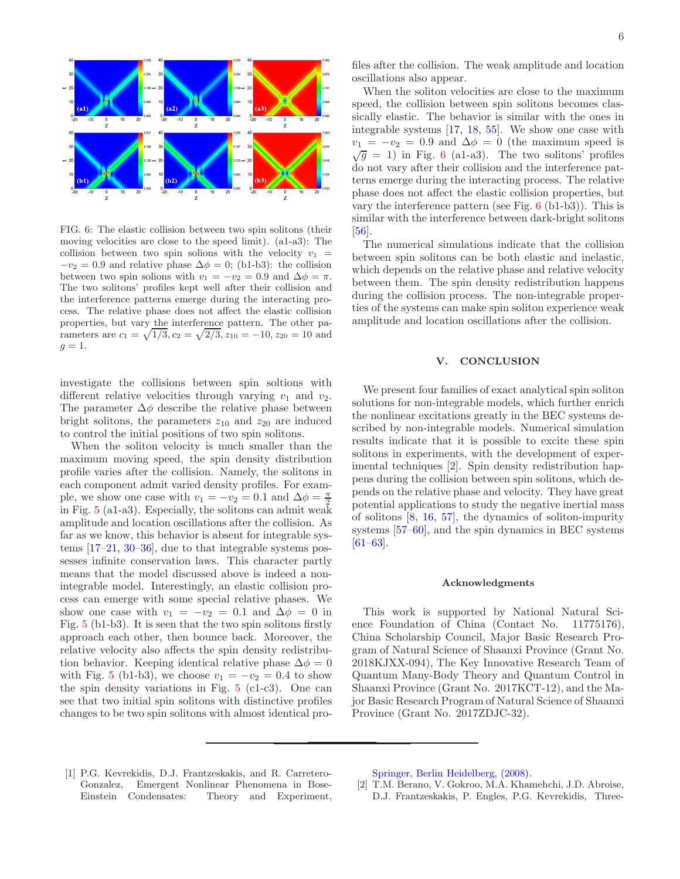FIG. 6: The elastic collision between two spin solitons (their moving velocities are close to the speed limit). (a1-a3): The collision between two spin solions with the velocity $v_1 = -v_2 = 0.9$ and relative phase $\Delta\phi = 0$; (b1-b3): the collision between two spin solions with $v_1 = -v_2 = 0.9$ and $\Delta\phi = \pi$. The two solitons' profiles kept well after their collision and the interference patterns emerge during the interacting process. The relative phase does not affect the elastic collision properties, but vary the interference pattern. The other parameters are $c_1 = \sqrt{1/3}$, $c_2 = \sqrt{2/3}$, $z_{10} = -10$, $z_{20} = 10$ and $g = 1$.

investigate the collisions between spin soltions with different relative velocities through varying $v_1$ and $v_2$. The parameter $\Delta\phi$ describe the relative phase between bright solitons, the parameters $z_{10}$ and $z_{20}$ are induced to control the initial positions of two spin solitons.

When the soliton velocity is much smaller than the maximum moving speed, the spin density distribution profile varies after the collision. Namely, the solitons in each component admit varied density profiles. For example, we show one case with $v_1 = -v_2 = 0.1$ and $\Delta\phi = \frac{\pi}{2}$ in Fig. 5 (a1-a3). Especially, the solitons can admit weak amplitude and location oscillations after the collision. As far as we know, this behavior is absent for integrable systems [17–21, 30–36], due to that integrable systems possesses infinite conservation laws. This character partly means that the model discussed above is indeed a non-integrable model. Interestingly, an elastic collision process can emerge with some special relative phases. We show one case with $v_1 = -v_2 = 0.1$ and $\Delta\phi = 0$ in Fig. 5 (b1-b3). It is seen that the two spin solitons firstly approach each other, then bounce back. Moreover, the relative velocity also affects the spin density redistribution behavior. Keeping identical relative phase $\Delta\phi = 0$ with Fig. 5 (b1-b3), we choose $v_1 = -v_2 = 0.4$ to show the spin density variations in Fig. 5 (c1-c3). One can see that two initial spin solitons with distinctive profiles changes to be two spin solitons with almost identical profiles after the collision. The weak amplitude and location oscillations also appear.

When the soliton velocities are close to the maximum speed, the collision between spin solitons becomes classically elastic. The behavior is similar with the ones in integrable systems [17, 18, 55]. We show one case with $v_1 = -v_2 = 0.9$ and $\Delta\phi = 0$ (the maximum speed is $\sqrt{g} = 1$) in Fig. 6 (a1-a3). The two solitons' profiles do not vary after their collision and the interference patterns emerge during the interacting process. The relative phase does not affect the elastic collision properties, but vary the interference pattern (see Fig. 6 (b1-b3)). This is similar with the interference between dark-bright solitons [56].

The numerical simulations indicate that the collision between spin solitons can be both elastic and inelastic, which depends on the relative phase and relative velocity between them. The spin density redistribution happens during the collision process. The non-integrable properties of the systems can make spin soliton experience weak amplitude and location oscillations after the collision.

## V. CONCLUSION

We present four families of exact analytical spin soliton solutions for non-integrable models, which further enrich the nonlinear excitations greatly in the BEC systems described by non-integrable models. Numerical simulation results indicate that it is possible to excite these spin solitons in experiments, with the development of experimental techniques [2]. Spin density redistribution happens during the collision between spin solitons, which depends on the relative phase and velocity. They have great potential applications to study the negative inertial mass of solitons [8, 16, 57], the dynamics of soliton-impurity systems [57–60], and the spin dynamics in BEC systems [61–63].

### Acknowledgments

This work is supported by National Natural Science Foundation of China (Contact No. 11775176), China Scholarship Council, Major Basic Research Program of Natural Science of Shaanxi Province (Grant No. 2018KJXX-094), The Key Innovative Research Team of Quantum Many-Body Theory and Quantum Control in Shaanxi Province (Grant No. 2017KCT-12), and the Major Basic Research Program of Natural Science of Shaanxi Province (Grant No. 2017ZDJC-32).

---

[1] P.G. Kevrekidis, D.J. Frantzeskakis, and R. Carretero-Gonzalez, Emergent Nonlinear Phenomena in Bose-Einstein Condensates: Theory and Experiment, Springer, Berlin Heidelberg, (2008).

[2] T.M. Berano, V. Gokroo, M.A. Khamehchi, J.D. Abroise, D.J. Frantzeskakis, P. Engles, P.G. Kevrekidis, Three-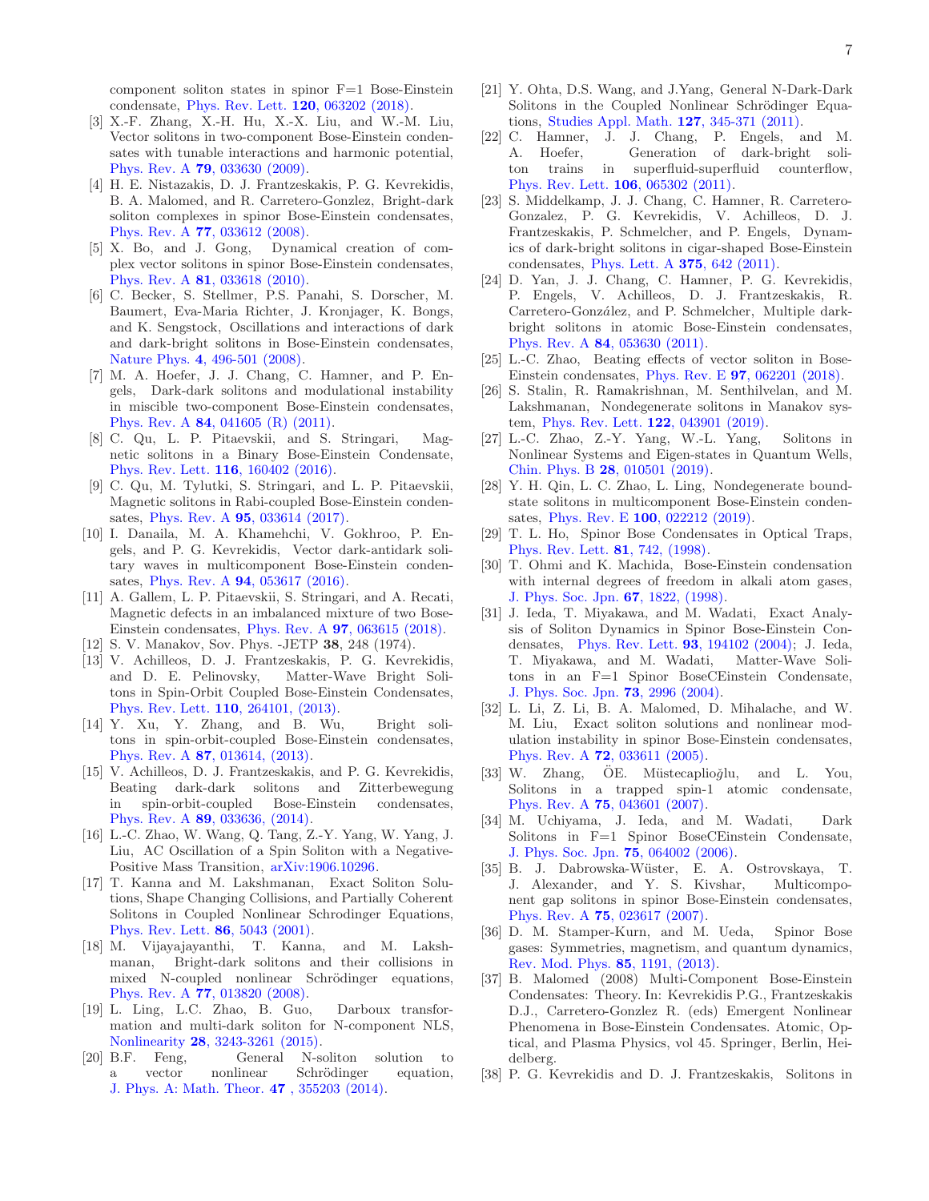component soliton states in spinor F=1 Bose-Einstein condensate, Phys. Rev. Lett. **120**, 063202 (2018).

[3] X.-F. Zhang, X.-H. Hu, X.-X. Liu, and W.-M. Liu, Vector solitons in two-component Bose-Einstein condensates with tunable interactions and harmonic potential, Phys. Rev. A **79**, 033630 (2009).

[4] H. E. Nistazakis, D. J. Frantzeskakis, P. G. Kevrekidis, B. A. Malomed, and R. Carretero-Gonzlez, Bright-dark soliton complexes in spinor Bose-Einstein condensates, Phys. Rev. A **77**, 033612 (2008).

[5] X. Bo, and J. Gong, Dynamical creation of complex vector solitons in spinor Bose-Einstein condensates, Phys. Rev. A **81**, 033618 (2010).

[6] C. Becker, S. Stellmer, P.S. Panahi, S. Dorscher, M. Baumert, Eva-Maria Richter, J. Kronjager, K. Bongs, and K. Sengstock, Oscillations and interactions of dark and dark-bright solitons in Bose-Einstein condensates, Nature Phys. **4**, 496-501 (2008).

[7] M. A. Hoefer, J. J. Chang, C. Hamner, and P. Engels, Dark-dark solitons and modulational instability in miscible two-component Bose-Einstein condensates, Phys. Rev. A **84**, 041605 (R) (2011).

[8] C. Qu, L. P. Pitaevskii, and S. Stringari, Magnetic solitons in a Binary Bose-Einstein Condensate, Phys. Rev. Lett. **116**, 160402 (2016).

[9] C. Qu, M. Tylutki, S. Stringari, and L. P. Pitaevskii, Magnetic solitons in Rabi-coupled Bose-Einstein condensates, Phys. Rev. A **95**, 033614 (2017).

[10] I. Danaila, M. A. Khamehchi, V. Gokhroo, P. Engels, and P. G. Kevrekidis, Vector dark-antidark solitary waves in multicomponent Bose-Einstein condensates, Phys. Rev. A **94**, 053617 (2016).

[11] A. Gallem, L. P. Pitaevskii, S. Stringari, and A. Recati, Magnetic defects in an imbalanced mixture of two Bose-Einstein condensates, Phys. Rev. A **97**, 063615 (2018).

[12] S. V. Manakov, Sov. Phys. -JETP **38**, 248 (1974).

[13] V. Achilleos, D. J. Frantzeskakis, P. G. Kevrekidis, and D. E. Pelinovsky, Matter-Wave Bright Solitons in Spin-Orbit Coupled Bose-Einstein Condensates, Phys. Rev. Lett. **110**, 264101, (2013).

[14] Y. Xu, Y. Zhang, and B. Wu, Bright solitons in spin-orbit-coupled Bose-Einstein condensates, Phys. Rev. A **87**, 013614, (2013).

[15] V. Achilleos, D. J. Frantzeskakis, and P. G. Kevrekidis, Beating dark-dark solitons and Zitterbewegung in spin-orbit-coupled Bose-Einstein condensates, Phys. Rev. A **89**, 033636, (2014).

[16] L.-C. Zhao, W. Wang, Q. Tang, Z.-Y. Yang, W. Yang, J. Liu, AC Oscillation of a Spin Soliton with a Negative-Positive Mass Transition, arXiv:1906.10296.

[17] T. Kanna and M. Lakshmanan, Exact Soliton Solutions, Shape Changing Collisions, and Partially Coherent Solitons in Coupled Nonlinear Schrodinger Equations, Phys. Rev. Lett. **86**, 5043 (2001).

[18] M. Vijayajayanthi, T. Kanna, and M. Lakshmanan, Bright-dark solitons and their collisions in mixed N-coupled nonlinear Schrödinger equations, Phys. Rev. A **77**, 013820 (2008).

[19] L. Ling, L.C. Zhao, B. Guo, Darboux transformation and multi-dark soliton for N-component NLS, Nonlinearity **28**, 3243-3261 (2015).

[20] B.F. Feng, General N-soliton solution to a vector nonlinear Schrödinger equation, J. Phys. A: Math. Theor. **47** , 355203 (2014).

[21] Y. Ohta, D.S. Wang, and J.Yang, General N-Dark-Dark Solitons in the Coupled Nonlinear Schrödinger Equations, Studies Appl. Math. **127**, 345-371 (2011).

[22] C. Hamner, J. J. Chang, P. Engels, and M. A. Hoefer, Generation of dark-bright soliton trains in superfluid-superfluid counterflow, Phys. Rev. Lett. **106**, 065302 (2011).

[23] S. Middelkamp, J. J. Chang, C. Hamner, R. Carretero-Gonzalez, P. G. Kevrekidis, V. Achilleos, D. J. Frantzeskakis, P. Schmelcher, and P. Engels, Dynamics of dark-bright solitons in cigar-shaped Bose-Einstein condensates, Phys. Lett. A **375**, 642 (2011).

[24] D. Yan, J. J. Chang, C. Hamner, P. G. Kevrekidis, P. Engels, V. Achilleos, D. J. Frantzeskakis, R. Carretero-González, and P. Schmelcher, Multiple dark-bright solitons in atomic Bose-Einstein condensates, Phys. Rev. A **84**, 053630 (2011).

[25] L.-C. Zhao, Beating effects of vector soliton in Bose-Einstein condensates, Phys. Rev. E **97**, 062201 (2018).

[26] S. Stalin, R. Ramakrishnan, M. Senthilvelan, and M. Lakshmanan, Nondegenerate solitons in Manakov system, Phys. Rev. Lett. **122**, 043901 (2019).

[27] L.-C. Zhao, Z.-Y. Yang, W.-L. Yang, Solitons in Nonlinear Systems and Eigen-states in Quantum Wells, Chin. Phys. B **28**, 010501 (2019).

[28] Y. H. Qin, L. C. Zhao, L. Ling, Nondegenerate bound-state solitons in multicomponent Bose-Einstein condensates, Phys. Rev. E **100**, 022212 (2019).

[29] T. L. Ho, Spinor Bose Condensates in Optical Traps, Phys. Rev. Lett. **81**, 742, (1998).

[30] T. Ohmi and K. Machida, Bose-Einstein condensation with internal degrees of freedom in alkali atom gases, J. Phys. Soc. Jpn. **67**, 1822, (1998).

[31] J. Ieda, T. Miyakawa, and M. Wadati, Exact Analysis of Soliton Dynamics in Spinor Bose-Einstein Condensates, Phys. Rev. Lett. **93**, 194102 (2004); J. Ieda, T. Miyakawa, and M. Wadati, Matter-Wave Solitons in an F=1 Spinor BoseCEinstein Condensate, J. Phys. Soc. Jpn. **73**, 2996 (2004).

[32] L. Li, Z. Li, B. A. Malomed, D. Mihalache, and W. M. Liu, Exact soliton solutions and nonlinear modulation instability in spinor Bose-Einstein condensates, Phys. Rev. A **72**, 033611 (2005).

[33] W. Zhang, ÖE. Müstecaplioğlu, and L. You, Solitons in a trapped spin-1 atomic condensate, Phys. Rev. A **75**, 043601 (2007).

[34] M. Uchiyama, J. Ieda, and M. Wadati, Dark Solitons in F=1 Spinor BoseCEinstein Condensate, J. Phys. Soc. Jpn. **75**, 064002 (2006).

[35] B. J. Dabrowska-Wüster, E. A. Ostrovskaya, T. J. Alexander, and Y. S. Kivshar, Multicomponent gap solitons in spinor Bose-Einstein condensates, Phys. Rev. A **75**, 023617 (2007).

[36] D. M. Stamper-Kurn, and M. Ueda, Spinor Bose gases: Symmetries, magnetism, and quantum dynamics, Rev. Mod. Phys. **85**, 1191, (2013).

[37] B. Malomed (2008) Multi-Component Bose-Einstein Condensates: Theory. In: Kevrekidis P.G., Frantzeskakis D.J., Carretero-Gonzlez R. (eds) Emergent Nonlinear Phenomena in Bose-Einstein Condensates. Atomic, Optical, and Plasma Physics, vol 45. Springer, Berlin, Heidelberg.

[38] P. G. Kevrekidis and D. J. Frantzeskakis, Solitons in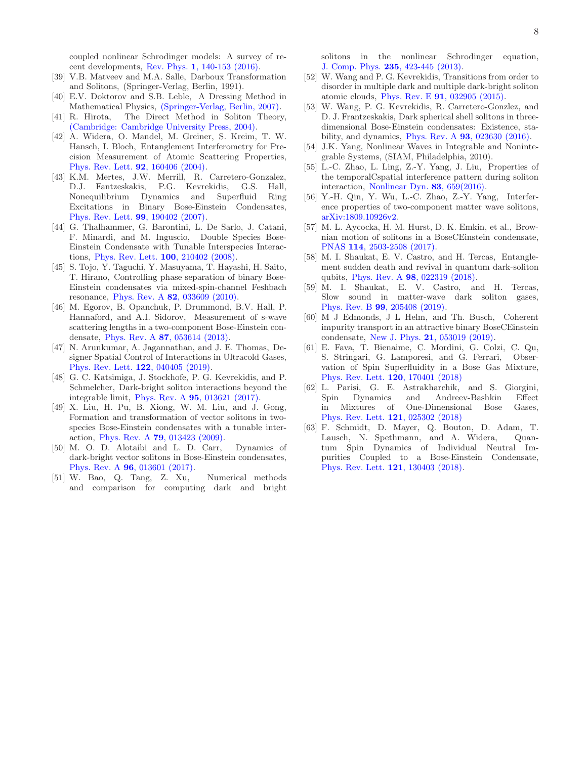coupled nonlinear Schrodinger models: A survey of recent developments, Rev. Phys. **1**, 140-153 (2016).

[39] V.B. Matveev and M.A. Salle, Darboux Transformation and Solitons, (Springer-Verlag, Berlin, 1991).

[40] E.V. Doktorov and S.B. Leble, A Dressing Method in Mathematical Physics, (Springer-Verlag, Berlin, 2007).

[41] R. Hirota, The Direct Method in Soliton Theory, (Cambridge: Cambridge University Press, 2004).

[42] A. Widera, O. Mandel, M. Greiner, S. Kreim, T. W. Hansch, I. Bloch, Entanglement Interferometry for Precision Measurement of Atomic Scattering Properties, Phys. Rev. Lett. **92**, 160406 (2004).

[43] K.M. Mertes, J.W. Merrill, R. Carretero-Gonzalez, D.J. Fantzeskakis, P.G. Kevrekidis, G.S. Hall, Nonequilibrium Dynamics and Superfluid Ring Excitations in Binary Bose-Einstein Condensates, Phys. Rev. Lett. **99**, 190402 (2007).

[44] G. Thalhammer, G. Barontini, L. De Sarlo, J. Catani, F. Minardi, and M. Inguscio, Double Species Bose-Einstein Condensate with Tunable Interspecies Interactions, Phys. Rev. Lett. **100**, 210402 (2008).

[45] S. Tojo, Y. Taguchi, Y. Masuyama, T. Hayashi, H. Saito, T. Hirano, Controlling phase separation of binary Bose-Einstein condensates via mixed-spin-channel Feshbach resonance, Phys. Rev. A **82**, 033609 (2010).

[46] M. Egorov, B. Opanchuk, P. Drummond, B.V. Hall, P. Hannaford, and A.I. Sidorov, Measurement of s-wave scattering lengths in a two-component Bose-Einstein condensate, Phys. Rev. A **87**, 053614 (2013).

[47] N. Arunkumar, A. Jagannathan, and J. E. Thomas, Designer Spatial Control of Interactions in Ultracold Gases, Phys. Rev. Lett. **122**, 040405 (2019).

[48] G. C. Katsimiga, J. Stockhofe, P. G. Kevrekidis, and P. Schmelcher, Dark-bright soliton interactions beyond the integrable limit, Phys. Rev. A **95**, 013621 (2017).

[49] X. Liu, H. Pu, B. Xiong, W. M. Liu, and J. Gong, Formation and transformation of vector solitons in two-species Bose-Einstein condensates with a tunable interaction, Phys. Rev. A **79**, 013423 (2009).

[50] M. O. D. Alotaibi and L. D. Carr, Dynamics of dark-bright vector solitons in Bose-Einstein condensates, Phys. Rev. A **96**, 013601 (2017).

[51] W. Bao, Q. Tang, Z. Xu, Numerical methods and comparison for computing dark and bright solitons in the nonlinear Schrodinger equation, J. Comp. Phys. **235**, 423-445 (2013).

[52] W. Wang and P. G. Kevrekidis, Transitions from order to disorder in multiple dark and multiple dark-bright soliton atomic clouds, Phys. Rev. E **91**, 032905 (2015).

[53] W. Wang, P. G. Kevrekidis, R. Carretero-Gonzlez, and D. J. Frantzeskakis, Dark spherical shell solitons in three-dimensional Bose-Einstein condensates: Existence, stability, and dynamics, Phys. Rev. A **93**, 023630 (2016).

[54] J.K. Yang, Nonlinear Waves in Integrable and Nonintegrable Systems, (SIAM, Philadelphia, 2010).

[55] L.-C. Zhao, L. Ling, Z.-Y. Yang, J. Liu, Properties of the temporalCspatial interference pattern during soliton interaction, Nonlinear Dyn. **83**, 659(2016).

[56] Y.-H. Qin, Y. Wu, L.-C. Zhao, Z.-Y. Yang, Interference properties of two-component matter wave solitons, arXiv:1809.10926v2.

[57] M. L. Aycocka, H. M. Hurst, D. K. Emkin, et al., Brownian motion of solitons in a BoseCEinstein condensate, PNAS **114**, 2503-2508 (2017).

[58] M. I. Shaukat, E. V. Castro, and H. Tercas, Entanglement sudden death and revival in quantum dark-soliton qubits, Phys. Rev. A **98**, 022319 (2018).

[59] M. I. Shaukat, E. V. Castro, and H. Tercas, Slow sound in matter-wave dark soliton gases, Phys. Rev. B **99**, 205408 (2019).

[60] M J Edmonds, J L Helm, and Th. Busch, Coherent impurity transport in an attractive binary BoseCEinstein condensate, New J. Phys. **21**, 053019 (2019).

[61] E. Fava, T. Bienaime, C. Mordini, G. Colzi, C. Qu, S. Stringari, G. Lamporesi, and G. Ferrari, Observation of Spin Superfluidity in a Bose Gas Mixture, Phys. Rev. Lett. **120**, 170401 (2018)

[62] L. Parisi, G. E. Astrakharchik, and S. Giorgini, Spin Dynamics and Andreev-Bashkin Effect in Mixtures of One-Dimensional Bose Gases, Phys. Rev. Lett. **121**, 025302 (2018)

[63] F. Schmidt, D. Mayer, Q. Bouton, D. Adam, T. Lausch, N. Spethmann, and A. Widera, Quantum Spin Dynamics of Individual Neutral Impurities Coupled to a Bose-Einstein Condensate, Phys. Rev. Lett. **121**, 130403 (2018).